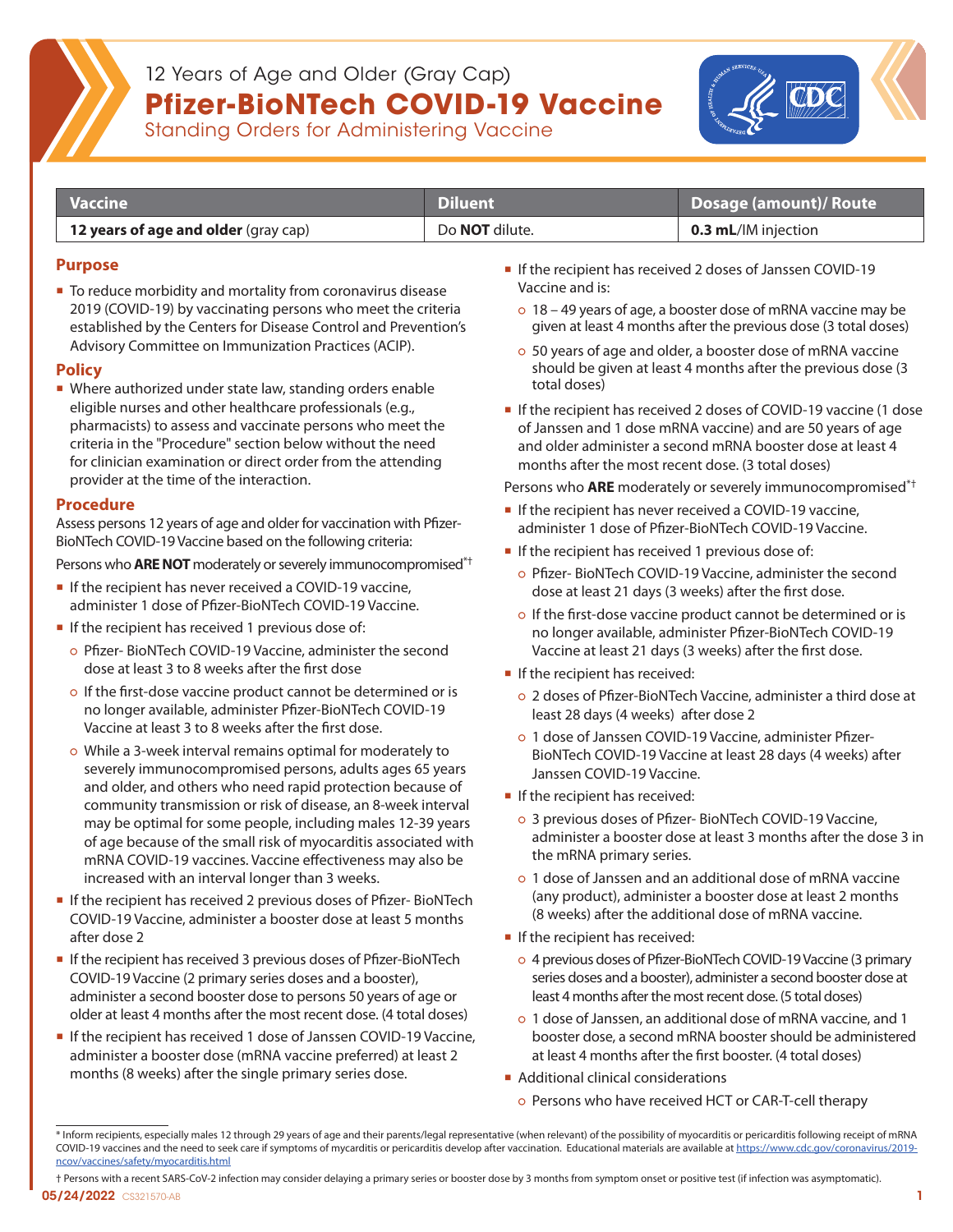12 Years of Age and Older (Gray Cap)

# Pfizer-BioNTech COVID-19 Vaccine

Standing Orders for Administering Vaccine

| Vaccine | Diluent | Dosage (amount)/ Route |
|---|---|---|
| **12 years of age and older** (gray cap) | Do **NOT** dilute. | **0.3 mL**/IM injection |

## Purpose

- To reduce morbidity and mortality from coronavirus disease 2019 (COVID-19) by vaccinating persons who meet the criteria established by the Centers for Disease Control and Prevention's Advisory Committee on Immunization Practices (ACIP).

## Policy

- Where authorized under state law, standing orders enable eligible nurses and other healthcare professionals (e.g., pharmacists) to assess and vaccinate persons who meet the criteria in the "Procedure" section below without the need for clinician examination or direct order from the attending provider at the time of the interaction.

## Procedure

Assess persons 12 years of age and older for vaccination with Pfizer-BioNTech COVID-19 Vaccine based on the following criteria:

Persons who **ARE NOT** moderately or severely immunocompromised*†

- If the recipient has never received a COVID-19 vaccine, administer 1 dose of Pfizer-BioNTech COVID-19 Vaccine.
- If the recipient has received 1 previous dose of:
  - Pfizer- BioNTech COVID-19 Vaccine, administer the second dose at least 3 to 8 weeks after the first dose
  - If the first-dose vaccine product cannot be determined or is no longer available, administer Pfizer-BioNTech COVID-19 Vaccine at least 3 to 8 weeks after the first dose.
  - While a 3-week interval remains optimal for moderately to severely immunocompromised persons, adults ages 65 years and older, and others who need rapid protection because of community transmission or risk of disease, an 8-week interval may be optimal for some people, including males 12-39 years of age because of the small risk of myocarditis associated with mRNA COVID-19 vaccines. Vaccine effectiveness may also be increased with an interval longer than 3 weeks.
- If the recipient has received 2 previous doses of Pfizer- BioNTech COVID-19 Vaccine, administer a booster dose at least 5 months after dose 2
- If the recipient has received 3 previous doses of Pfizer-BioNTech COVID-19 Vaccine (2 primary series doses and a booster), administer a second booster dose to persons 50 years of age or older at least 4 months after the most recent dose. (4 total doses)
- If the recipient has received 1 dose of Janssen COVID-19 Vaccine, administer a booster dose (mRNA vaccine preferred) at least 2 months (8 weeks) after the single primary series dose.
- If the recipient has received 2 doses of Janssen COVID-19 Vaccine and is:
  - 18 – 49 years of age, a booster dose of mRNA vaccine may be given at least 4 months after the previous dose (3 total doses)
  - 50 years of age and older, a booster dose of mRNA vaccine should be given at least 4 months after the previous dose (3 total doses)
- If the recipient has received 2 doses of COVID-19 vaccine (1 dose of Janssen and 1 dose mRNA vaccine) and are 50 years of age and older administer a second mRNA booster dose at least 4 months after the most recent dose. (3 total doses)

Persons who **ARE** moderately or severely immunocompromised*†

- If the recipient has never received a COVID-19 vaccine, administer 1 dose of Pfizer-BioNTech COVID-19 Vaccine.
- If the recipient has received 1 previous dose of:
  - Pfizer- BioNTech COVID-19 Vaccine, administer the second dose at least 21 days (3 weeks) after the first dose.
  - If the first-dose vaccine product cannot be determined or is no longer available, administer Pfizer-BioNTech COVID-19 Vaccine at least 21 days (3 weeks) after the first dose.
- If the recipient has received:
  - 2 doses of Pfizer-BioNTech Vaccine, administer a third dose at least 28 days (4 weeks) after dose 2
  - 1 dose of Janssen COVID-19 Vaccine, administer Pfizer-BioNTech COVID-19 Vaccine at least 28 days (4 weeks) after Janssen COVID-19 Vaccine.
- If the recipient has received:
  - 3 previous doses of Pfizer- BioNTech COVID-19 Vaccine, administer a booster dose at least 3 months after the dose 3 in the mRNA primary series.
  - 1 dose of Janssen and an additional dose of mRNA vaccine (any product), administer a booster dose at least 2 months (8 weeks) after the additional dose of mRNA vaccine.
- If the recipient has received:
  - 4 previous doses of Pfizer-BioNTech COVID-19 Vaccine (3 primary series doses and a booster), administer a second booster dose at least 4 months after the most recent dose. (5 total doses)
  - 1 dose of Janssen, an additional dose of mRNA vaccine, and 1 booster dose, a second mRNA booster should be administered at least 4 months after the first booster. (4 total doses)
- Additional clinical considerations
  - Persons who have received HCT or CAR-T-cell therapy

\* Inform recipients, especially males 12 through 29 years of age and their parents/legal representative (when relevant) of the possibility of myocarditis or pericarditis following receipt of mRNA COVID-19 vaccines and the need to seek care if symptoms of mycarditis or pericarditis develop after vaccination. Educational materials are available at https://www.cdc.gov/coronavirus/2019-ncov/vaccines/safety/myocarditis.html

† Persons with a recent SARS-CoV-2 infection may consider delaying a primary series or booster dose by 3 months from symptom onset or positive test (if infection was asymptomatic).

05/24/2022 CS321570-AB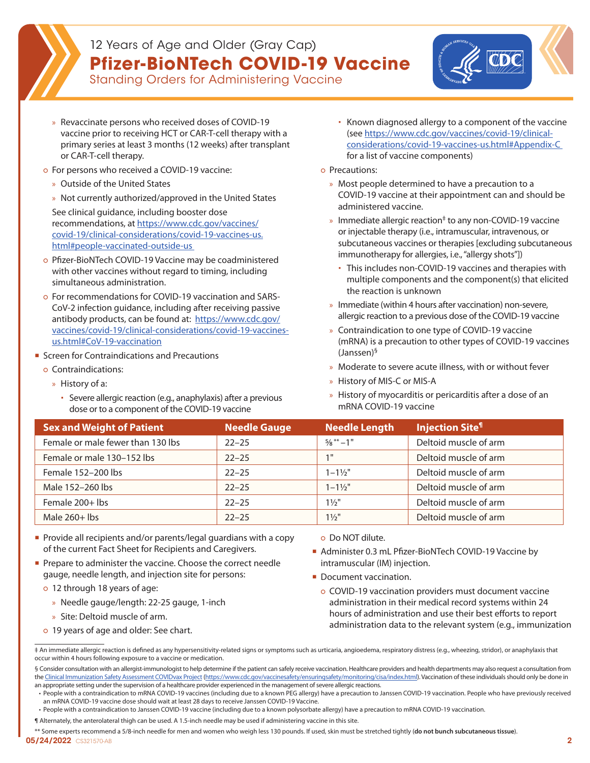- Revaccinate persons who received doses of COVID-19 vaccine prior to receiving HCT or CAR-T-cell therapy with a primary series at least 3 months (12 weeks) after transplant or CAR-T-cell therapy.
  - For persons who received a COVID-19 vaccine:
    - Outside of the United States
    - Not currently authorized/approved in the United States

    See clinical guidance, including booster dose recommendations, at [https://www.cdc.gov/vaccines/covid-19/clinical-considerations/covid-19-vaccines-us.html#people-vaccinated-outside-us](https://www.cdc.gov/vaccines/covid-19/clinical-considerations/covid-19-vaccines-us.html#people-vaccinated-outside-us)
  - Pfizer-BioNTech COVID-19 Vaccine may be coadministered with other vaccines without regard to timing, including simultaneous administration.
  - For recommendations for COVID-19 vaccination and SARS-CoV-2 infection guidance, including after receiving passive antibody products, can be found at: [https://www.cdc.gov/vaccines/covid-19/clinical-considerations/covid-19-vaccines-us.html#CoV-19-vaccination](https://www.cdc.gov/vaccines/covid-19/clinical-considerations/covid-19-vaccines-us.html#CoV-19-vaccination)
- Screen for Contraindications and Precautions
  - Contraindications:
    - History of a:
      - Severe allergic reaction (e.g., anaphylaxis) after a previous dose or to a component of the COVID-19 vaccine
      - Known diagnosed allergy to a component of the vaccine (see [https://www.cdc.gov/vaccines/covid-19/clinical-considerations/covid-19-vaccines-us.html#Appendix-C](https://www.cdc.gov/vaccines/covid-19/clinical-considerations/covid-19-vaccines-us.html#Appendix-C) for a list of vaccine components)
  - Precautions:
    - Most people determined to have a precaution to a COVID-19 vaccine at their appointment can and should be administered vaccine.
    - Immediate allergic reaction‡ to any non-COVID-19 vaccine or injectable therapy (i.e., intramuscular, intravenous, or subcutaneous vaccines or therapies [excluding subcutaneous immunotherapy for allergies, i.e., "allergy shots"])
      - This includes non-COVID-19 vaccines and therapies with multiple components and the component(s) that elicited the reaction is unknown
    - Immediate (within 4 hours after vaccination) non-severe, allergic reaction to a previous dose of the COVID-19 vaccine
    - Contraindication to one type of COVID-19 vaccine (mRNA) is a precaution to other types of COVID-19 vaccines (Janssen)§
    - Moderate to severe acute illness, with or without fever
    - History of MIS-C or MIS-A
    - History of myocarditis or pericarditis after a dose of an mRNA COVID-19 vaccine

| Sex and Weight of Patient | Needle Gauge | Needle Length | Injection Site¶ |
|---|---|---|---|
| Female or male fewer than 130 lbs | 22–25 | ⅝**–1" | Deltoid muscle of arm |
| Female or male 130–152 lbs | 22–25 | 1" | Deltoid muscle of arm |
| Female 152–200 lbs | 22–25 | 1–1½" | Deltoid muscle of arm |
| Male 152–260 lbs | 22–25 | 1–1½" | Deltoid muscle of arm |
| Female 200+ lbs | 22–25 | 1½" | Deltoid muscle of arm |
| Male 260+ lbs | 22–25 | 1½" | Deltoid muscle of arm |

- Provide all recipients and/or parents/legal guardians with a copy of the current Fact Sheet for Recipients and Caregivers.
- Prepare to administer the vaccine. Choose the correct needle gauge, needle length, and injection site for persons:
  - 12 through 18 years of age:
    - Needle gauge/length: 22-25 gauge, 1-inch
    - Site: Deltoid muscle of arm.
  - 19 years of age and older: See chart.
  - Do NOT dilute.
- Administer 0.3 mL Pfizer-BioNTech COVID-19 Vaccine by intramuscular (IM) injection.
- Document vaccination.
  - COVID-19 vaccination providers must document vaccine administration in their medical record systems within 24 hours of administration and use their best efforts to report administration data to the relevant system (e.g., immunization

‡ An immediate allergic reaction is defined as any hypersensitivity-related signs or symptoms such as urticaria, angioedema, respiratory distress (e.g., wheezing, stridor), or anaphylaxis that occur within 4 hours following exposure to a vaccine or medication.

§ Consider consultation with an allergist-immunologist to help determine if the patient can safely receive vaccination. Healthcare providers and health departments may also request a consultation from the [Clinical Immunization Safety Assessment COVIDvax Project](https://www.cdc.gov/vaccinesafety/ensuringsafety/monitoring/cisa/index.html) (https://www.cdc.gov/vaccinesafety/ensuringsafety/monitoring/cisa/index.html). Vaccination of these individuals should only be done in an appropriate setting under the supervision of a healthcare provider experienced in the management of severe allergic reactions.

- People with a contraindication to mRNA COVID-19 vaccines (including due to a known PEG allergy) have a precaution to Janssen COVID-19 vaccination. People who have previously received an mRNA COVID-19 vaccine dose should wait at least 28 days to receive Janssen COVID-19 Vaccine.
- People with a contraindication to Janssen COVID-19 vaccine (including due to a known polysorbate allergy) have a precaution to mRNA COVID-19 vaccination.

¶ Alternately, the anterolateral thigh can be used. A 1.5-inch needle may be used if administering vaccine in this site.

** Some experts recommend a 5/8-inch needle for men and women who weigh less 130 pounds. If used, skin must be stretched tightly (**do not bunch subcutaneous tissue**).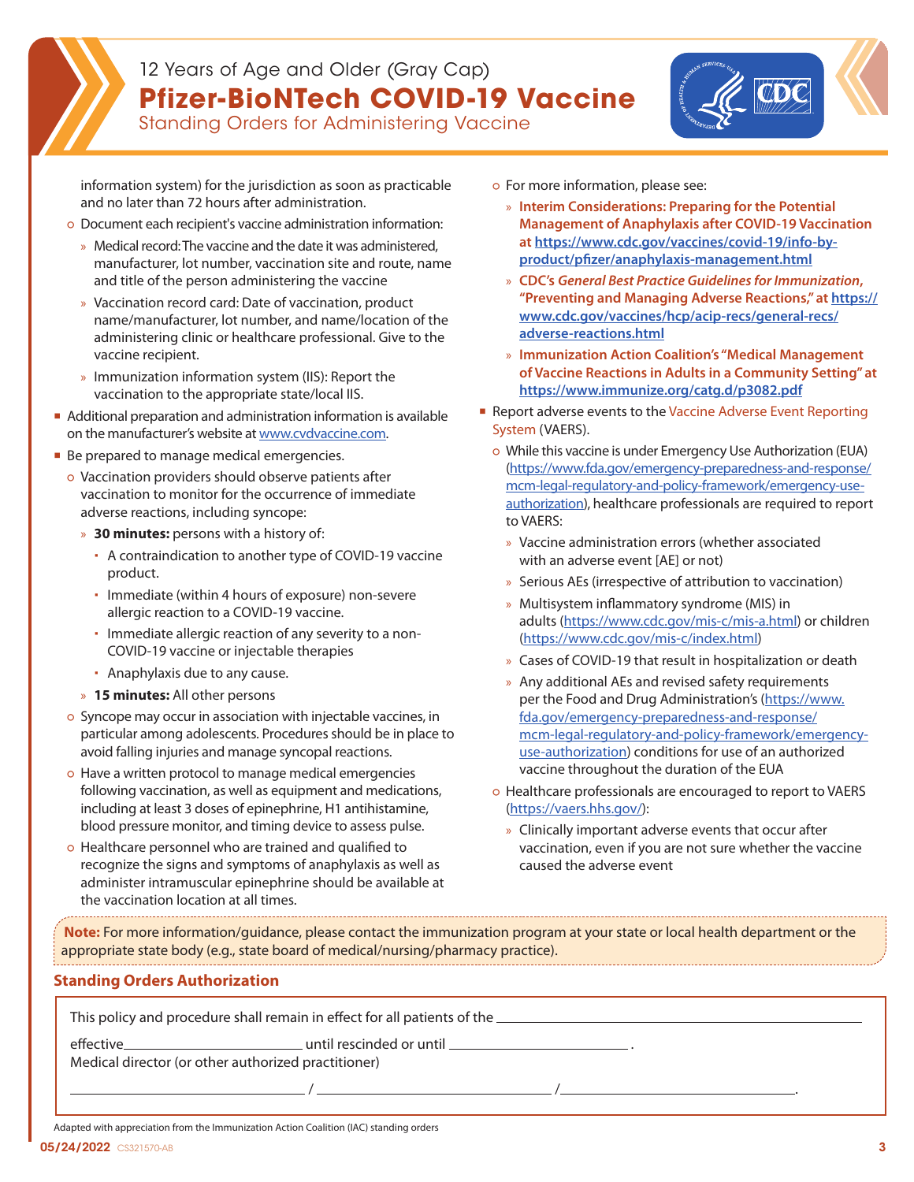information system) for the jurisdiction as soon as practicable and no later than 72 hours after administration.

- Document each recipient's vaccine administration information:
  - Medical record: The vaccine and the date it was administered, manufacturer, lot number, vaccination site and route, name and title of the person administering the vaccine
  - Vaccination record card: Date of vaccination, product name/manufacturer, lot number, and name/location of the administering clinic or healthcare professional. Give to the vaccine recipient.
  - Immunization information system (IIS): Report the vaccination to the appropriate state/local IIS.

- Additional preparation and administration information is available on the manufacturer's website at www.cvdvaccine.com.
- Be prepared to manage medical emergencies.
  - Vaccination providers should observe patients after vaccination to monitor for the occurrence of immediate adverse reactions, including syncope:
    - **30 minutes:** persons with a history of:
      - A contraindication to another type of COVID-19 vaccine product.
      - Immediate (within 4 hours of exposure) non-severe allergic reaction to a COVID-19 vaccine.
      - Immediate allergic reaction of any severity to a non-COVID-19 vaccine or injectable therapies
      - Anaphylaxis due to any cause.
    - **15 minutes:** All other persons
  - Syncope may occur in association with injectable vaccines, in particular among adolescents. Procedures should be in place to avoid falling injuries and manage syncopal reactions.
  - Have a written protocol to manage medical emergencies following vaccination, as well as equipment and medications, including at least 3 doses of epinephrine, H1 antihistamine, blood pressure monitor, and timing device to assess pulse.
  - Healthcare personnel who are trained and qualified to recognize the signs and symptoms of anaphylaxis as well as administer intramuscular epinephrine should be available at the vaccination location at all times.
  - For more information, please see:
    - **Interim Considerations: Preparing for the Potential Management of Anaphylaxis after COVID-19 Vaccination at https://www.cdc.gov/vaccines/covid-19/info-by-product/pfizer/anaphylaxis-management.html**
    - **CDC's *General Best Practice Guidelines for Immunization*, "Preventing and Managing Adverse Reactions," at https://www.cdc.gov/vaccines/hcp/acip-recs/general-recs/adverse-reactions.html**
    - **Immunization Action Coalition's "Medical Management of Vaccine Reactions in Adults in a Community Setting" at https://www.immunize.org/catg.d/p3082.pdf**
- Report adverse events to the Vaccine Adverse Event Reporting System (VAERS).
  - While this vaccine is under Emergency Use Authorization (EUA) (https://www.fda.gov/emergency-preparedness-and-response/mcm-legal-regulatory-and-policy-framework/emergency-use-authorization), healthcare professionals are required to report to VAERS:
    - Vaccine administration errors (whether associated with an adverse event [AE] or not)
    - Serious AEs (irrespective of attribution to vaccination)
    - Multisystem inflammatory syndrome (MIS) in adults (https://www.cdc.gov/mis-c/mis-a.html) or children (https://www.cdc.gov/mis-c/index.html)
    - Cases of COVID-19 that result in hospitalization or death
    - Any additional AEs and revised safety requirements per the Food and Drug Administration's (https://www.fda.gov/emergency-preparedness-and-response/mcm-legal-regulatory-and-policy-framework/emergency-use-authorization) conditions for use of an authorized vaccine throughout the duration of the EUA
  - Healthcare professionals are encouraged to report to VAERS (https://vaers.hhs.gov/):
    - Clinically important adverse events that occur after vaccination, even if you are not sure whether the vaccine caused the adverse event

**Note:** For more information/guidance, please contact the immunization program at your state or local health department or the appropriate state body (e.g., state board of medical/nursing/pharmacy practice).

## Standing Orders Authorization

This policy and procedure shall remain in effect for all patients of the ________________________________

effective____________________ until rescinded or until ____________________.

Medical director (or other authorized practitioner)

__________________________ / __________________________ /__________________________.

Adapted with appreciation from the Immunization Action Coalition (IAC) standing orders

05/24/2022 CS321570-AB